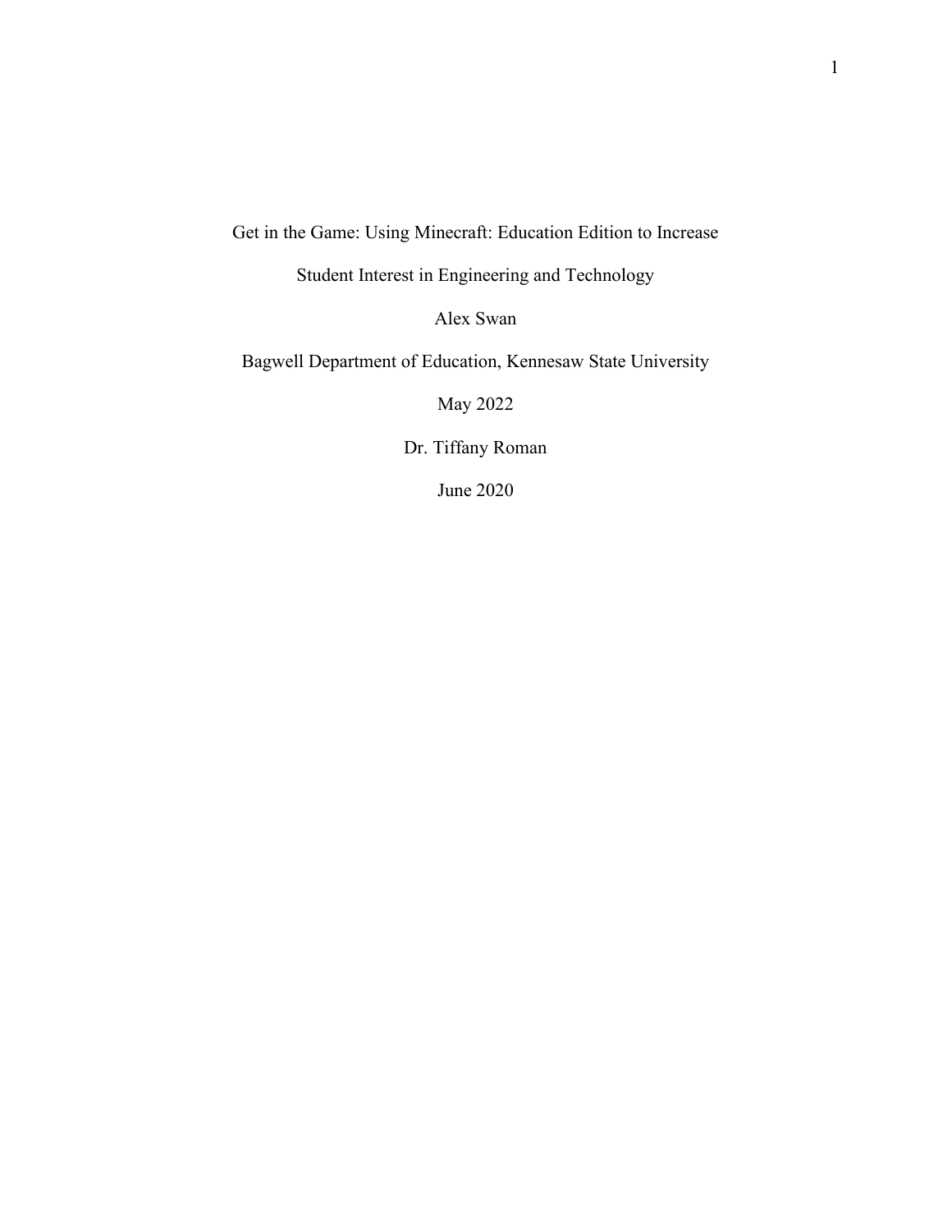# Get in the Game: Using Minecraft: Education Edition to Increase Student Interest in Engineering and Technology

Alex Swan

Bagwell Department of Education, Kennesaw State University

May 2022

Dr. Tiffany Roman

June 2020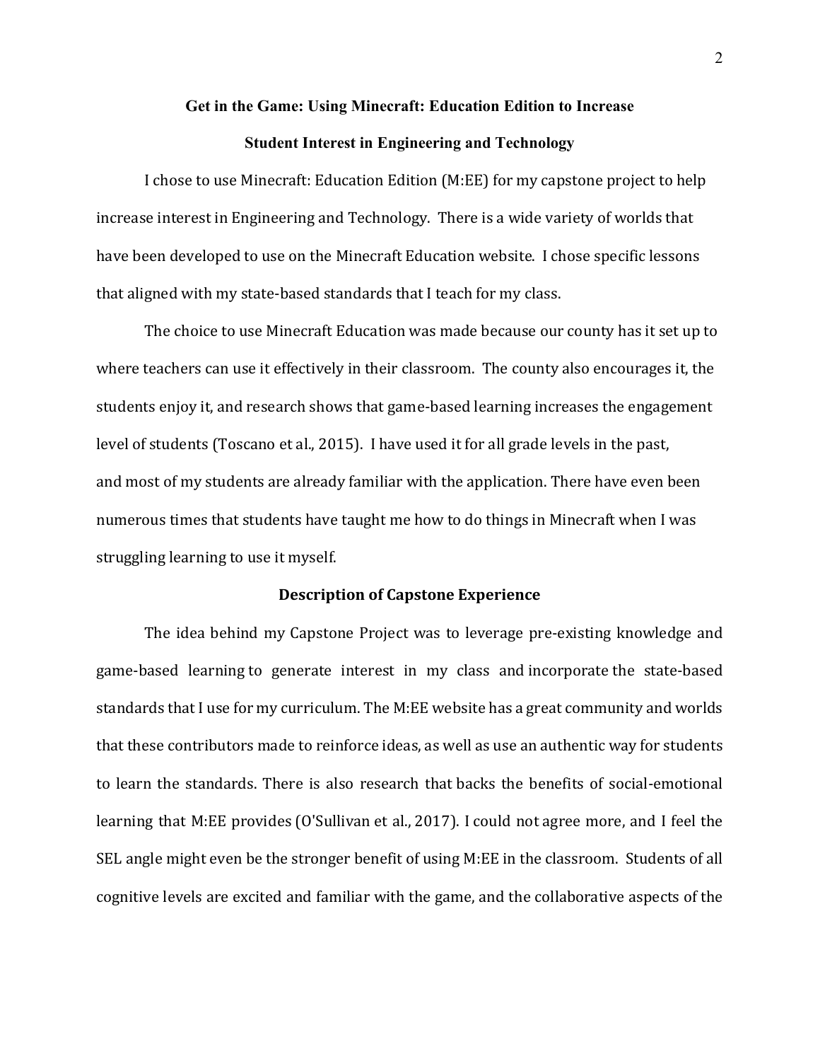## Get in the Game: Using Minecraft: Education Edition to Increase Student Interest in Engineering and Technology

I chose to use Minecraft: Education Edition (M:EE) for my capstone project to help increase interest in Engineering and Technology. There is a wide variety of worlds that have been developed to use on the Minecraft Education website. I chose specific lessons that aligned with my state-based standards that I teach for my class.

The choice to use Minecraft Education was made because our county has it set up to where teachers can use it effectively in their classroom. The county also encourages it, the students enjoy it, and research shows that game-based learning increases the engagement level of students (Toscano et al., 2015). I have used it for all grade levels in the past, and most of my students are already familiar with the application. There have even been numerous times that students have taught me how to do things in Minecraft when I was struggling learning to use it myself.

### Description of Capstone Experience

The idea behind my Capstone Project was to leverage pre-existing knowledge and game-based learning to generate interest in my class and incorporate the state-based standards that I use for my curriculum. The M:EE website has a great community and worlds that these contributors made to reinforce ideas, as well as use an authentic way for students to learn the standards. There is also research that backs the benefits of social-emotional learning that M:EE provides (O'Sullivan et al., 2017). I could not agree more, and I feel the SEL angle might even be the stronger benefit of using M:EE in the classroom. Students of all cognitive levels are excited and familiar with the game, and the collaborative aspects of the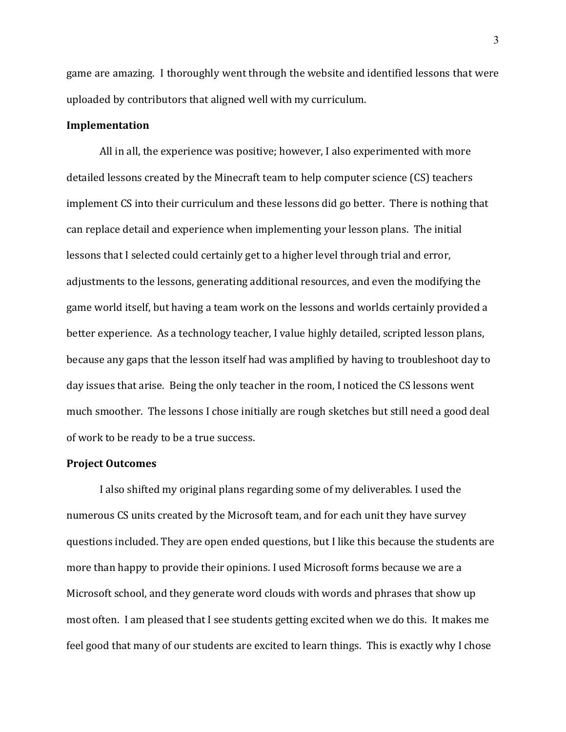game are amazing. I thoroughly went through the website and identified lessons that were uploaded by contributors that aligned well with my curriculum.

**Implementation**

All in all, the experience was positive; however, I also experimented with more detailed lessons created by the Minecraft team to help computer science (CS) teachers implement CS into their curriculum and these lessons did go better. There is nothing that can replace detail and experience when implementing your lesson plans. The initial lessons that I selected could certainly get to a higher level through trial and error, adjustments to the lessons, generating additional resources, and even the modifying the game world itself, but having a team work on the lessons and worlds certainly provided a better experience. As a technology teacher, I value highly detailed, scripted lesson plans, because any gaps that the lesson itself had was amplified by having to troubleshoot day to day issues that arise. Being the only teacher in the room, I noticed the CS lessons went much smoother. The lessons I chose initially are rough sketches but still need a good deal of work to be ready to be a true success.

**Project Outcomes**

I also shifted my original plans regarding some of my deliverables. I used the numerous CS units created by the Microsoft team, and for each unit they have survey questions included. They are open ended questions, but I like this because the students are more than happy to provide their opinions. I used Microsoft forms because we are a Microsoft school, and they generate word clouds with words and phrases that show up most often. I am pleased that I see students getting excited when we do this. It makes me feel good that many of our students are excited to learn things. This is exactly why I chose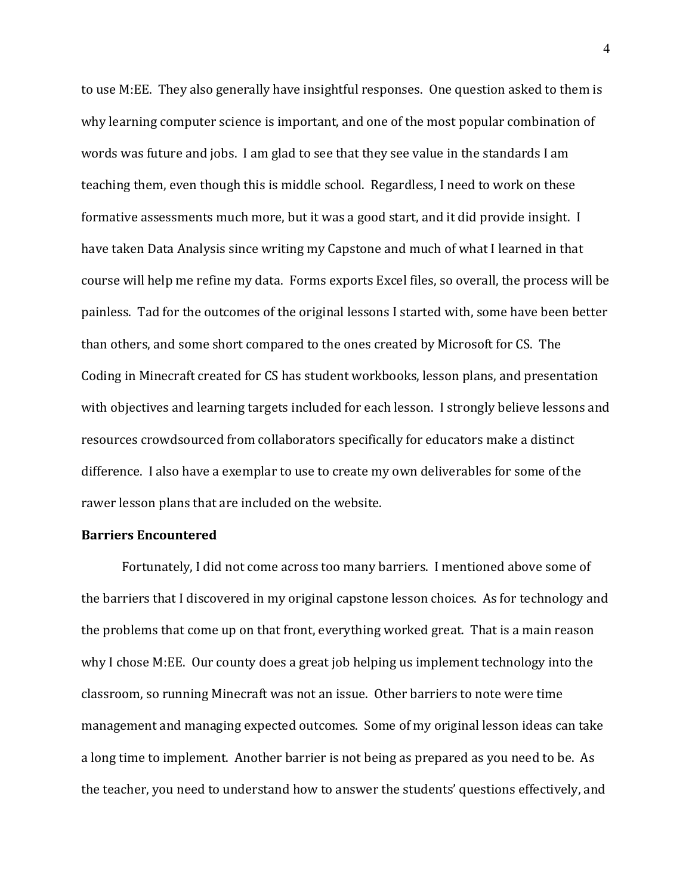to use M:EE. They also generally have insightful responses. One question asked to them is why learning computer science is important, and one of the most popular combination of words was future and jobs. I am glad to see that they see value in the standards I am teaching them, even though this is middle school. Regardless, I need to work on these formative assessments much more, but it was a good start, and it did provide insight. I have taken Data Analysis since writing my Capstone and much of what I learned in that course will help me refine my data. Forms exports Excel files, so overall, the process will be painless. Tad for the outcomes of the original lessons I started with, some have been better than others, and some short compared to the ones created by Microsoft for CS. The Coding in Minecraft created for CS has student workbooks, lesson plans, and presentation with objectives and learning targets included for each lesson. I strongly believe lessons and resources crowdsourced from collaborators specifically for educators make a distinct difference. I also have a exemplar to use to create my own deliverables for some of the rawer lesson plans that are included on the website.

**Barriers Encountered**

Fortunately, I did not come across too many barriers. I mentioned above some of the barriers that I discovered in my original capstone lesson choices. As for technology and the problems that come up on that front, everything worked great. That is a main reason why I chose M:EE. Our county does a great job helping us implement technology into the classroom, so running Minecraft was not an issue. Other barriers to note were time management and managing expected outcomes. Some of my original lesson ideas can take a long time to implement. Another barrier is not being as prepared as you need to be. As the teacher, you need to understand how to answer the students' questions effectively, and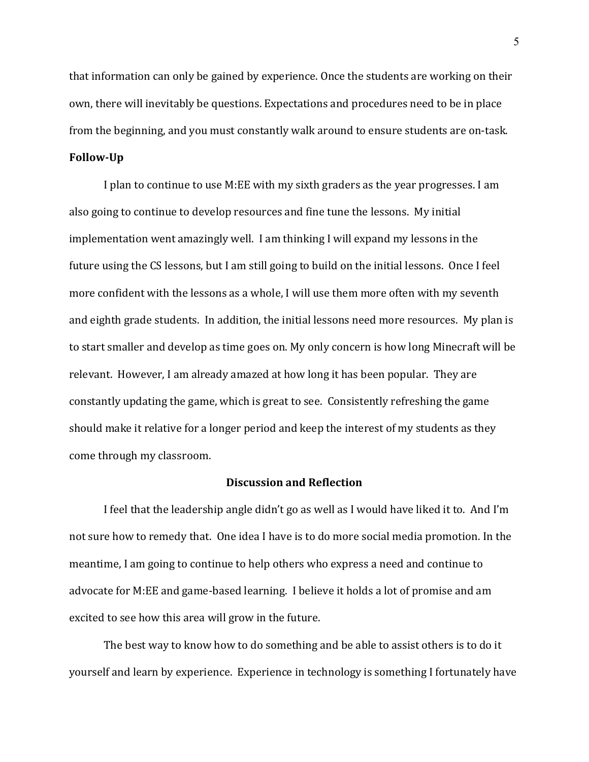that information can only be gained by experience. Once the students are working on their own, there will inevitably be questions. Expectations and procedures need to be in place from the beginning, and you must constantly walk around to ensure students are on-task.

**Follow-Up**

I plan to continue to use M:EE with my sixth graders as the year progresses. I am also going to continue to develop resources and fine tune the lessons. My initial implementation went amazingly well. I am thinking I will expand my lessons in the future using the CS lessons, but I am still going to build on the initial lessons. Once I feel more confident with the lessons as a whole, I will use them more often with my seventh and eighth grade students. In addition, the initial lessons need more resources. My plan is to start smaller and develop as time goes on. My only concern is how long Minecraft will be relevant. However, I am already amazed at how long it has been popular. They are constantly updating the game, which is great to see. Consistently refreshing the game should make it relative for a longer period and keep the interest of my students as they come through my classroom.

## Discussion and Reflection

I feel that the leadership angle didn't go as well as I would have liked it to. And I'm not sure how to remedy that. One idea I have is to do more social media promotion. In the meantime, I am going to continue to help others who express a need and continue to advocate for M:EE and game-based learning. I believe it holds a lot of promise and am excited to see how this area will grow in the future.

The best way to know how to do something and be able to assist others is to do it yourself and learn by experience. Experience in technology is something I fortunately have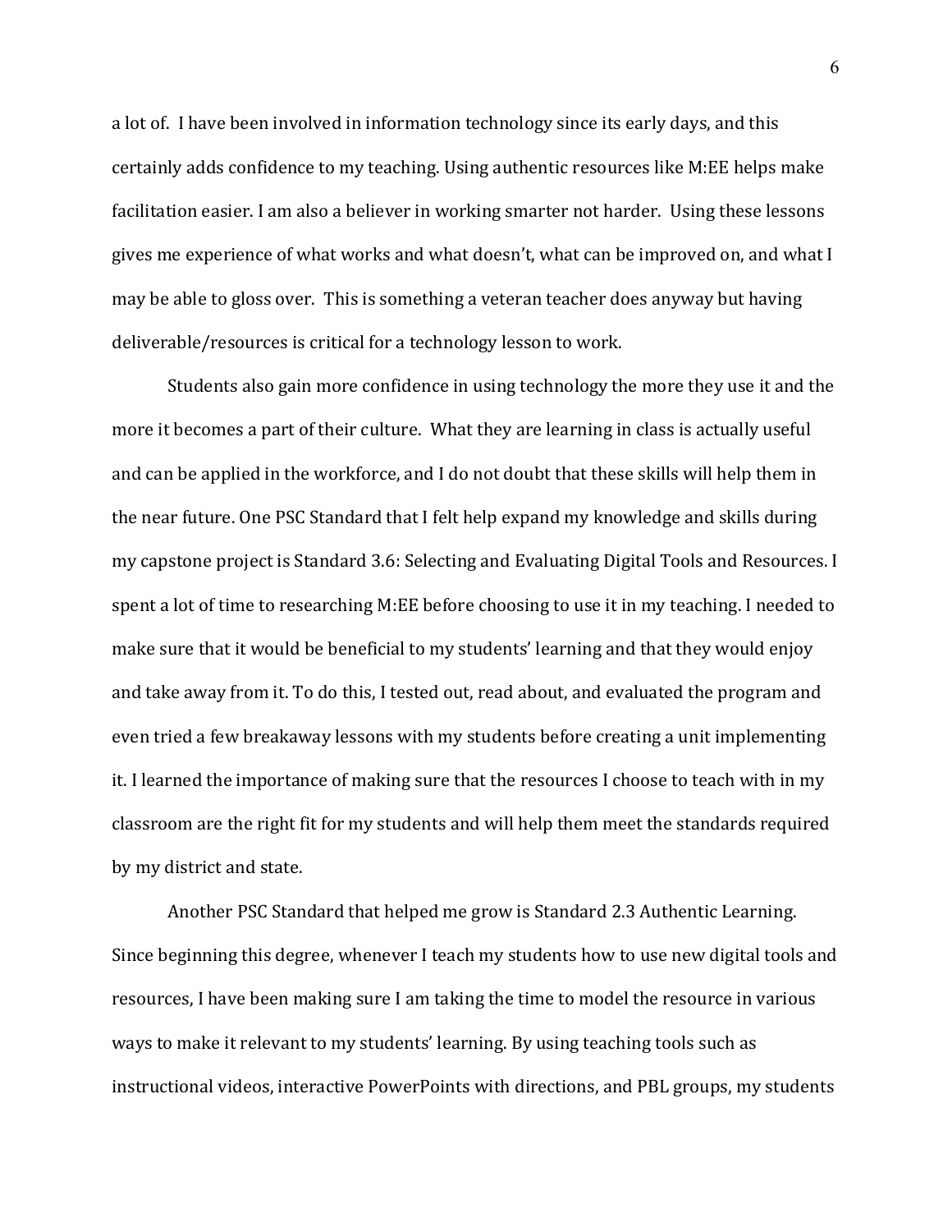a lot of. I have been involved in information technology since its early days, and this certainly adds confidence to my teaching. Using authentic resources like M:EE helps make facilitation easier. I am also a believer in working smarter not harder. Using these lessons gives me experience of what works and what doesn't, what can be improved on, and what I may be able to gloss over. This is something a veteran teacher does anyway but having deliverable/resources is critical for a technology lesson to work.

Students also gain more confidence in using technology the more they use it and the more it becomes a part of their culture. What they are learning in class is actually useful and can be applied in the workforce, and I do not doubt that these skills will help them in the near future. One PSC Standard that I felt help expand my knowledge and skills during my capstone project is Standard 3.6: Selecting and Evaluating Digital Tools and Resources. I spent a lot of time to researching M:EE before choosing to use it in my teaching. I needed to make sure that it would be beneficial to my students' learning and that they would enjoy and take away from it. To do this, I tested out, read about, and evaluated the program and even tried a few breakaway lessons with my students before creating a unit implementing it. I learned the importance of making sure that the resources I choose to teach with in my classroom are the right fit for my students and will help them meet the standards required by my district and state.

Another PSC Standard that helped me grow is Standard 2.3 Authentic Learning. Since beginning this degree, whenever I teach my students how to use new digital tools and resources, I have been making sure I am taking the time to model the resource in various ways to make it relevant to my students' learning. By using teaching tools such as instructional videos, interactive PowerPoints with directions, and PBL groups, my students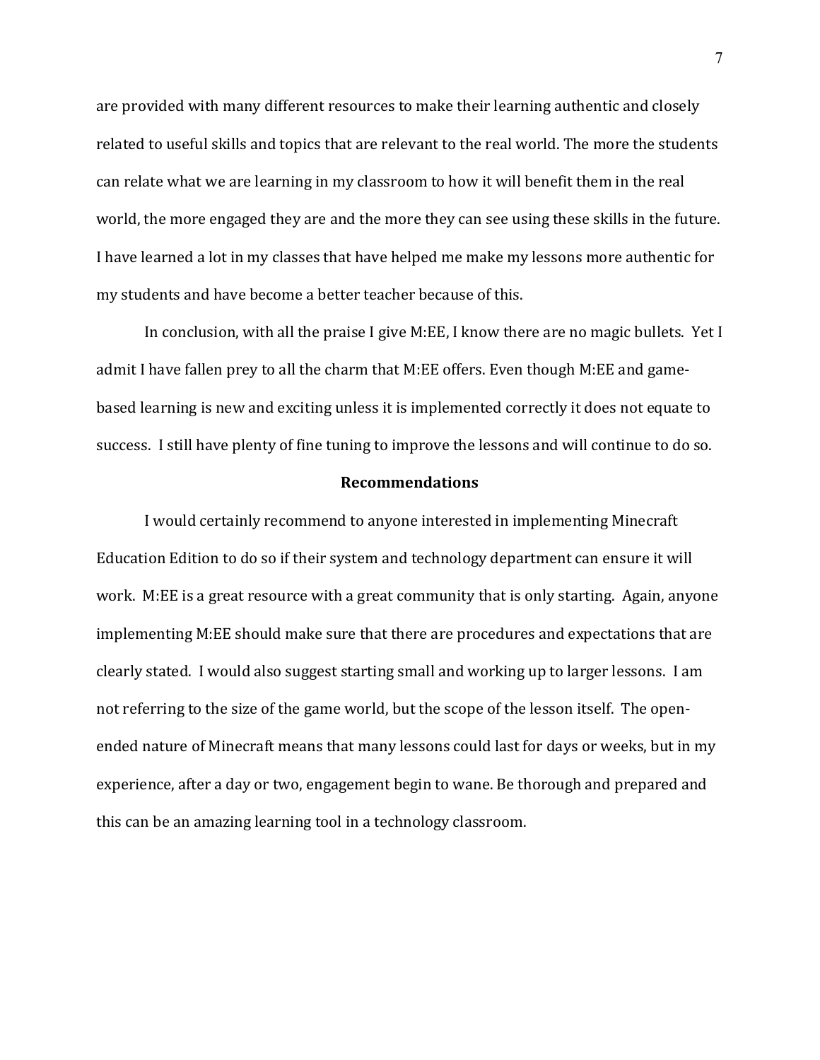are provided with many different resources to make their learning authentic and closely related to useful skills and topics that are relevant to the real world. The more the students can relate what we are learning in my classroom to how it will benefit them in the real world, the more engaged they are and the more they can see using these skills in the future. I have learned a lot in my classes that have helped me make my lessons more authentic for my students and have become a better teacher because of this.

In conclusion, with all the praise I give M:EE, I know there are no magic bullets. Yet I admit I have fallen prey to all the charm that M:EE offers. Even though M:EE and game-based learning is new and exciting unless it is implemented correctly it does not equate to success. I still have plenty of fine tuning to improve the lessons and will continue to do so.

## Recommendations

I would certainly recommend to anyone interested in implementing Minecraft Education Edition to do so if their system and technology department can ensure it will work. M:EE is a great resource with a great community that is only starting. Again, anyone implementing M:EE should make sure that there are procedures and expectations that are clearly stated. I would also suggest starting small and working up to larger lessons. I am not referring to the size of the game world, but the scope of the lesson itself. The open-ended nature of Minecraft means that many lessons could last for days or weeks, but in my experience, after a day or two, engagement begin to wane. Be thorough and prepared and this can be an amazing learning tool in a technology classroom.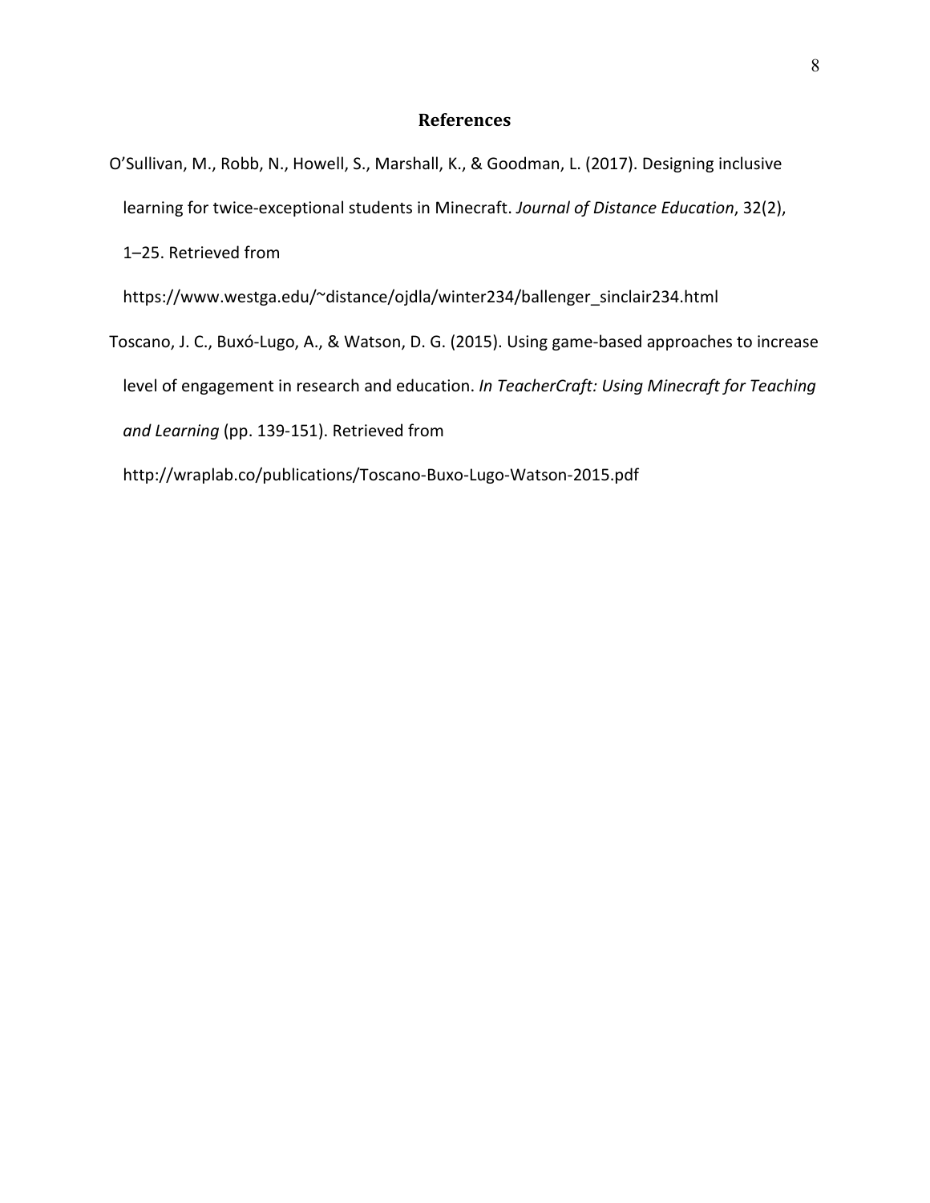## References

O'Sullivan, M., Robb, N., Howell, S., Marshall, K., & Goodman, L. (2017). Designing inclusive learning for twice-exceptional students in Minecraft. *Journal of Distance Education*, 32(2), 1–25. Retrieved from https://www.westga.edu/~distance/ojdla/winter234/ballenger_sinclair234.html

Toscano, J. C., Buxó-Lugo, A., & Watson, D. G. (2015). Using game-based approaches to increase level of engagement in research and education. *In TeacherCraft: Using Minecraft for Teaching and Learning* (pp. 139-151). Retrieved from http://wraplab.co/publications/Toscano-Buxo-Lugo-Watson-2015.pdf